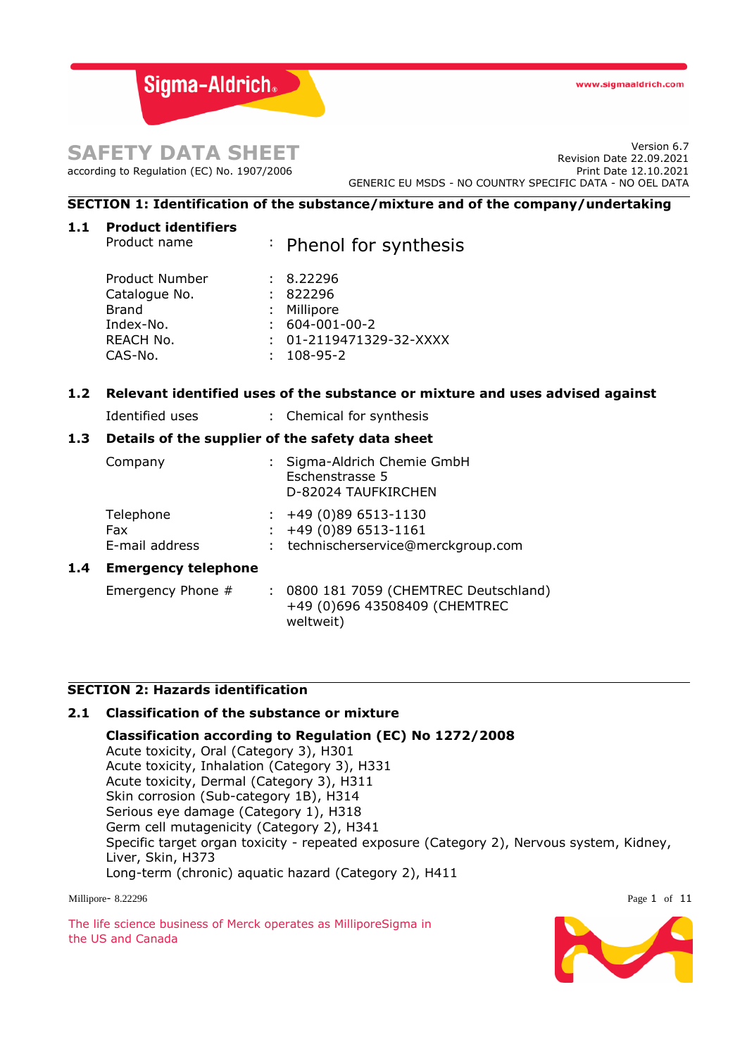# SAFETY DATA SHEET

according to Regulation (EC) No. 1907/2006

Version 6.7
Revision Date 22.09.2021
Print Date 12.10.2021
GENERIC EU MSDS - NO COUNTRY SPECIFIC DATA - NO OEL DATA

## SECTION 1: Identification of the substance/mixture and of the company/undertaking

### 1.1 Product identifiers

| | | |
|---|---|---|
| Product name | : | Phenol for synthesis |
| Product Number | : | 8.22296 |
| Catalogue No. | : | 822296 |
| Brand | : | Millipore |
| Index-No. | : | 604-001-00-2 |
| REACH No. | : | 01-2119471329-32-XXXX |
| CAS-No. | : | 108-95-2 |

### 1.2 Relevant identified uses of the substance or mixture and uses advised against

| | | |
|---|---|---|
| Identified uses | : | Chemical for synthesis |

### 1.3 Details of the supplier of the safety data sheet

| | | |
|---|---|---|
| Company | : | Sigma-Aldrich Chemie GmbH<br>Eschenstrasse 5<br>D-82024 TAUFKIRCHEN |
| Telephone | : | +49 (0)89 6513-1130 |
| Fax | : | +49 (0)89 6513-1161 |
| E-mail address | : | technischerservice@merckgroup.com |

### 1.4 Emergency telephone

| | | |
|---|---|---|
| Emergency Phone # | : | 0800 181 7059 (CHEMTREC Deutschland)<br>+49 (0)696 43508409 (CHEMTREC weltweit) |

## SECTION 2: Hazards identification

### 2.1 Classification of the substance or mixture

**Classification according to Regulation (EC) No 1272/2008**

Acute toxicity, Oral (Category 3), H301
Acute toxicity, Inhalation (Category 3), H331
Acute toxicity, Dermal (Category 3), H311
Skin corrosion (Sub-category 1B), H314
Serious eye damage (Category 1), H318
Germ cell mutagenicity (Category 2), H341
Specific target organ toxicity - repeated exposure (Category 2), Nervous system, Kidney, Liver, Skin, H373
Long-term (chronic) aquatic hazard (Category 2), H411

The life science business of Merck operates as MilliporeSigma in the US and Canada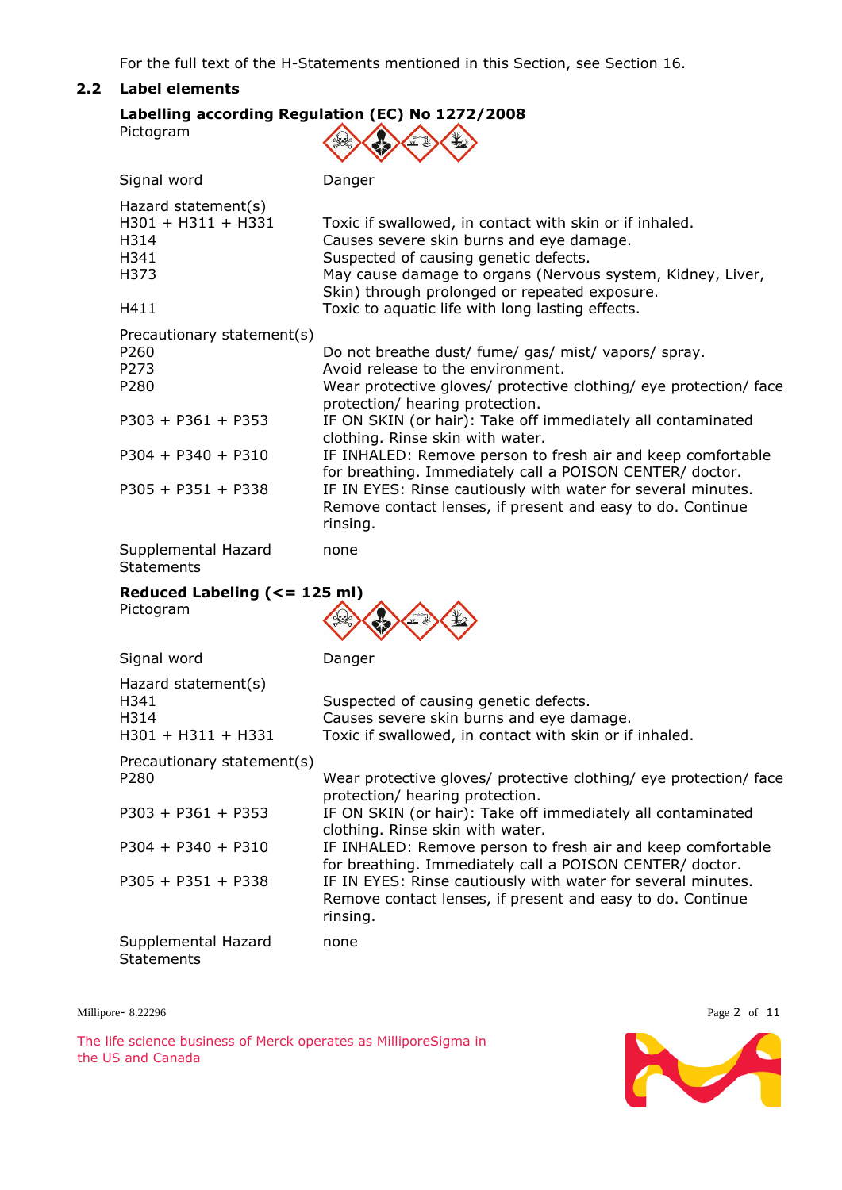For the full text of the H-Statements mentioned in this Section, see Section 16.

## 2.2 Label elements

**Labelling according Regulation (EC) No 1272/2008**

| | |
|---|---|
| Pictogram | |
| Signal word | Danger |
| Hazard statement(s) | |
| H301 + H311 + H331 | Toxic if swallowed, in contact with skin or if inhaled. |
| H314 | Causes severe skin burns and eye damage. |
| H341 | Suspected of causing genetic defects. |
| H373 | May cause damage to organs (Nervous system, Kidney, Liver, Skin) through prolonged or repeated exposure. |
| H411 | Toxic to aquatic life with long lasting effects. |
| Precautionary statement(s) | |
| P260 | Do not breathe dust/ fume/ gas/ mist/ vapors/ spray. |
| P273 | Avoid release to the environment. |
| P280 | Wear protective gloves/ protective clothing/ eye protection/ face protection/ hearing protection. |
| P303 + P361 + P353 | IF ON SKIN (or hair): Take off immediately all contaminated clothing. Rinse skin with water. |
| P304 + P340 + P310 | IF INHALED: Remove person to fresh air and keep comfortable for breathing. Immediately call a POISON CENTER/ doctor. |
| P305 + P351 + P338 | IF IN EYES: Rinse cautiously with water for several minutes. Remove contact lenses, if present and easy to do. Continue rinsing. |
| Supplemental Hazard Statements | none |

**Reduced Labeling (<= 125 ml)**

| | |
|---|---|
| Pictogram | |
| Signal word | Danger |
| Hazard statement(s) | |
| H341 | Suspected of causing genetic defects. |
| H314 | Causes severe skin burns and eye damage. |
| H301 + H311 + H331 | Toxic if swallowed, in contact with skin or if inhaled. |
| Precautionary statement(s) | |
| P280 | Wear protective gloves/ protective clothing/ eye protection/ face protection/ hearing protection. |
| P303 + P361 + P353 | IF ON SKIN (or hair): Take off immediately all contaminated clothing. Rinse skin with water. |
| P304 + P340 + P310 | IF INHALED: Remove person to fresh air and keep comfortable for breathing. Immediately call a POISON CENTER/ doctor. |
| P305 + P351 + P338 | IF IN EYES: Rinse cautiously with water for several minutes. Remove contact lenses, if present and easy to do. Continue rinsing. |
| Supplemental Hazard Statements | none |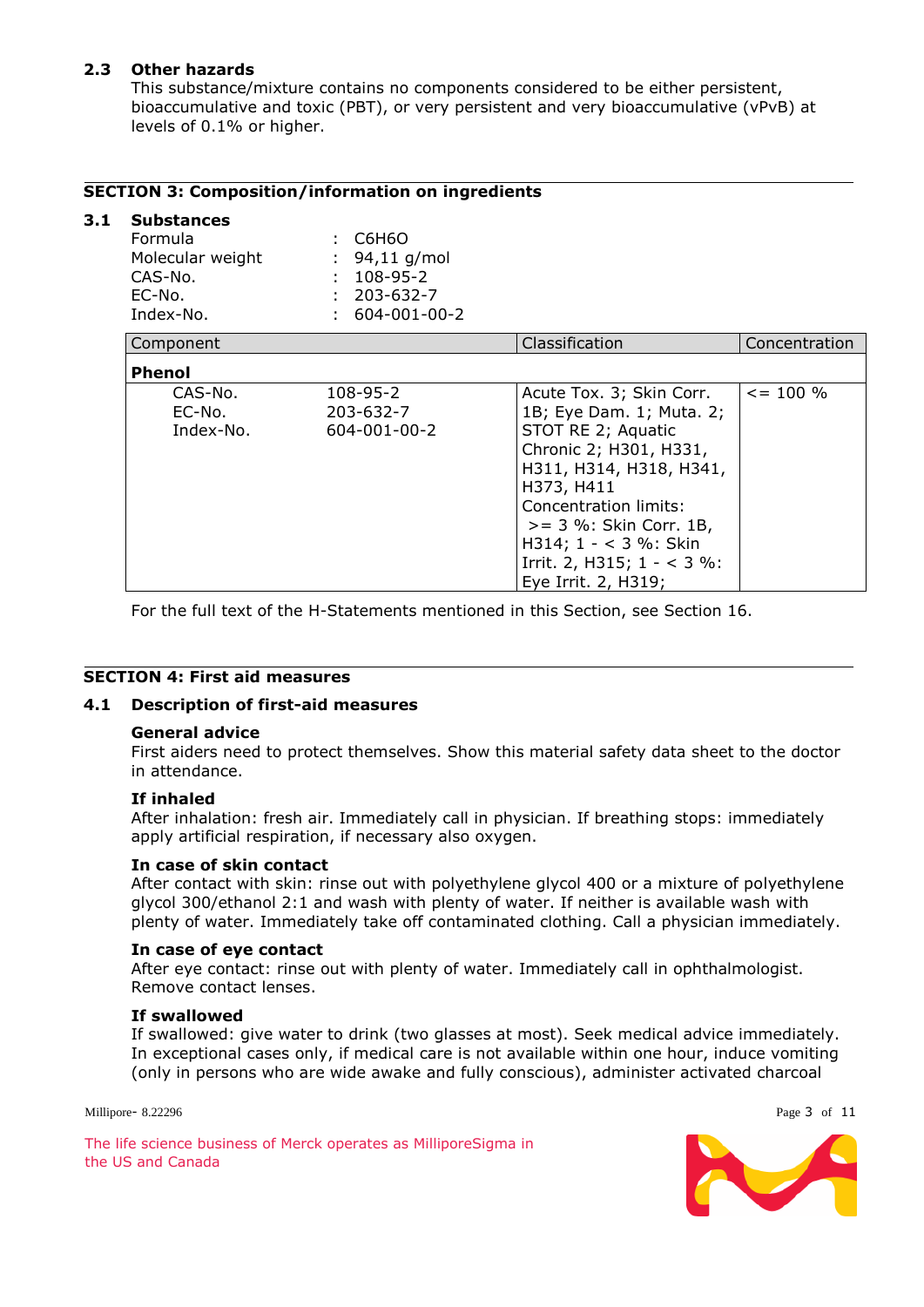### 2.3 Other hazards

This substance/mixture contains no components considered to be either persistent, bioaccumulative and toxic (PBT), or very persistent and very bioaccumulative (vPvB) at levels of 0.1% or higher.

## SECTION 3: Composition/information on ingredients

### 3.1 Substances

| | | |
|---|---|---|
| Formula | : | $C_6H_6O$ |
| Molecular weight | : | 94,11 g/mol |
| CAS-No. | : | 108-95-2 |
| EC-No. | : | 203-632-7 |
| Index-No. | : | 604-001-00-2 |

| Component | | Classification | Concentration |
|---|---|---|---|
| **Phenol** | | | |
| CAS-No.<br>EC-No.<br>Index-No. | 108-95-2<br>203-632-7<br>604-001-00-2 | Acute Tox. 3; Skin Corr. 1B; Eye Dam. 1; Muta. 2; STOT RE 2; Aquatic Chronic 2; H301, H331, H311, H314, H318, H341, H373, H411<br>Concentration limits:<br>>= 3 %: Skin Corr. 1B, H314; 1 - < 3 %: Skin Irrit. 2, H315; 1 - < 3 %: Eye Irrit. 2, H319; | <= 100 % |

For the full text of the H-Statements mentioned in this Section, see Section 16.

## SECTION 4: First aid measures

### 4.1 Description of first-aid measures

**General advice**

First aiders need to protect themselves. Show this material safety data sheet to the doctor in attendance.

**If inhaled**

After inhalation: fresh air. Immediately call in physician. If breathing stops: immediately apply artificial respiration, if necessary also oxygen.

**In case of skin contact**

After contact with skin: rinse out with polyethylene glycol 400 or a mixture of polyethylene glycol 300/ethanol 2:1 and wash with plenty of water. If neither is available wash with plenty of water. Immediately take off contaminated clothing. Call a physician immediately.

**In case of eye contact**

After eye contact: rinse out with plenty of water. Immediately call in ophthalmologist. Remove contact lenses.

**If swallowed**

If swallowed: give water to drink (two glasses at most). Seek medical advice immediately. In exceptional cases only, if medical care is not available within one hour, induce vomiting (only in persons who are wide awake and fully conscious), administer activated charcoal

Millipore- 8.22296

The life science business of Merck operates as MilliporeSigma in the US and Canada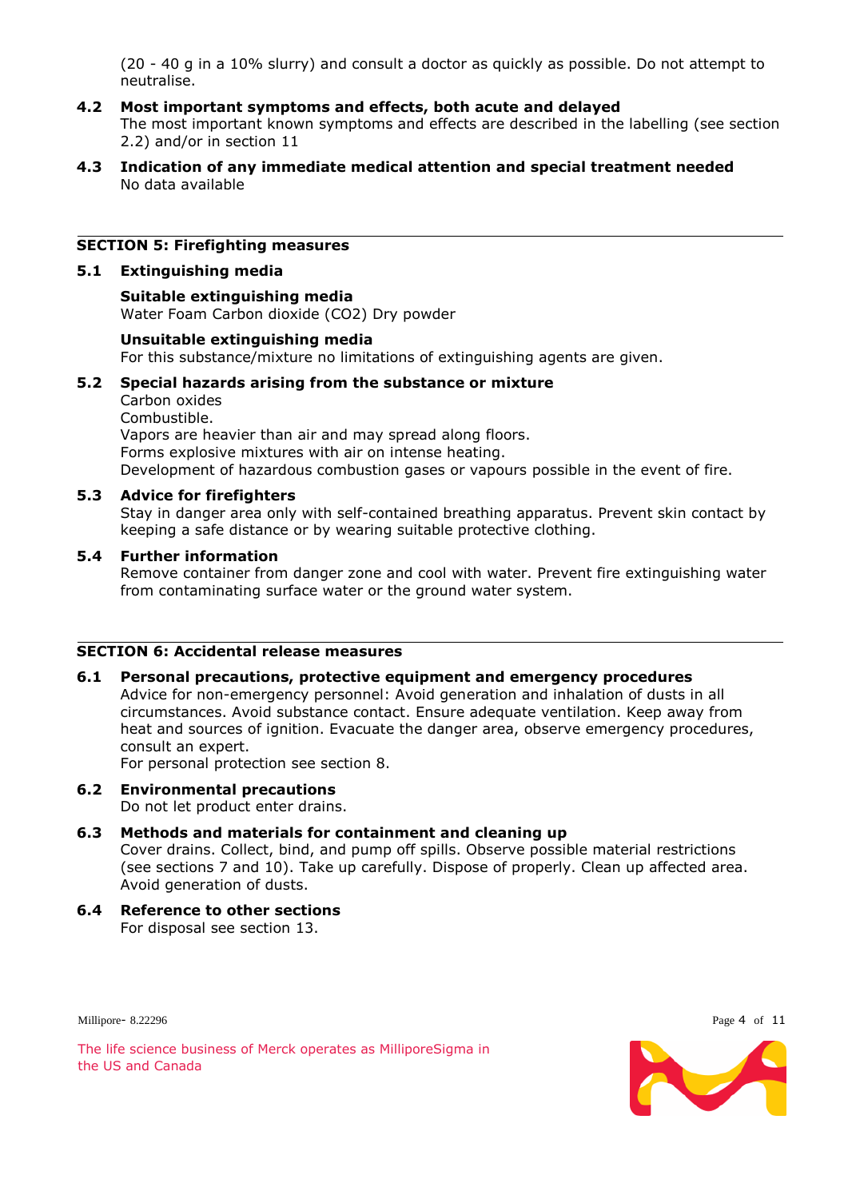(20 - 40 g in a 10% slurry) and consult a doctor as quickly as possible. Do not attempt to neutralise.

**4.2 Most important symptoms and effects, both acute and delayed**
The most important known symptoms and effects are described in the labelling (see section 2.2) and/or in section 11

**4.3 Indication of any immediate medical attention and special treatment needed**
No data available

## SECTION 5: Firefighting measures

**5.1 Extinguishing media**

**Suitable extinguishing media**
Water Foam Carbon dioxide ($CO_2$) Dry powder

**Unsuitable extinguishing media**
For this substance/mixture no limitations of extinguishing agents are given.

**5.2 Special hazards arising from the substance or mixture**
Carbon oxides
Combustible.
Vapors are heavier than air and may spread along floors.
Forms explosive mixtures with air on intense heating.
Development of hazardous combustion gases or vapours possible in the event of fire.

**5.3 Advice for firefighters**
Stay in danger area only with self-contained breathing apparatus. Prevent skin contact by keeping a safe distance or by wearing suitable protective clothing.

**5.4 Further information**
Remove container from danger zone and cool with water. Prevent fire extinguishing water from contaminating surface water or the ground water system.

## SECTION 6: Accidental release measures

**6.1 Personal precautions, protective equipment and emergency procedures**
Advice for non-emergency personnel: Avoid generation and inhalation of dusts in all circumstances. Avoid substance contact. Ensure adequate ventilation. Keep away from heat and sources of ignition. Evacuate the danger area, observe emergency procedures, consult an expert.
For personal protection see section 8.

**6.2 Environmental precautions**
Do not let product enter drains.

**6.3 Methods and materials for containment and cleaning up**
Cover drains. Collect, bind, and pump off spills. Observe possible material restrictions (see sections 7 and 10). Take up carefully. Dispose of properly. Clean up affected area. Avoid generation of dusts.

**6.4 Reference to other sections**
For disposal see section 13.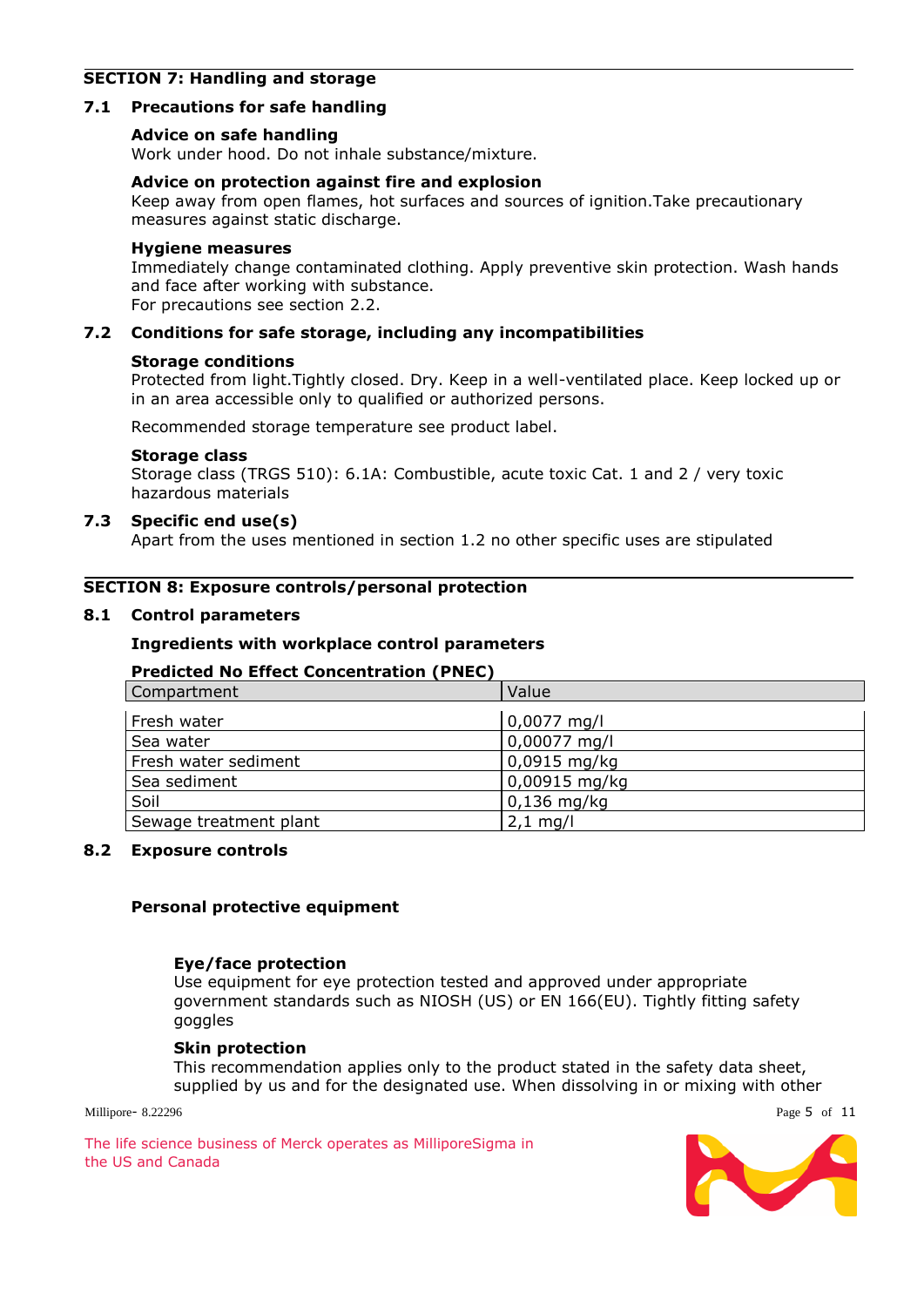## SECTION 7: Handling and storage

### 7.1 Precautions for safe handling

**Advice on safe handling**
Work under hood. Do not inhale substance/mixture.

**Advice on protection against fire and explosion**
Keep away from open flames, hot surfaces and sources of ignition.Take precautionary measures against static discharge.

**Hygiene measures**
Immediately change contaminated clothing. Apply preventive skin protection. Wash hands and face after working with substance.
For precautions see section 2.2.

### 7.2 Conditions for safe storage, including any incompatibilities

**Storage conditions**
Protected from light.Tightly closed. Dry. Keep in a well-ventilated place. Keep locked up or in an area accessible only to qualified or authorized persons.

Recommended storage temperature see product label.

**Storage class**
Storage class (TRGS 510): 6.1A: Combustible, acute toxic Cat. 1 and 2 / very toxic hazardous materials

### 7.3 Specific end use(s)

Apart from the uses mentioned in section 1.2 no other specific uses are stipulated

## SECTION 8: Exposure controls/personal protection

### 8.1 Control parameters

**Ingredients with workplace control parameters**

**Predicted No Effect Concentration (PNEC)**

| Compartment | Value |
|---|---|
| Fresh water | 0,0077 mg/l |
| Sea water | 0,00077 mg/l |
| Fresh water sediment | 0,0915 mg/kg |
| Sea sediment | 0,00915 mg/kg |
| Soil | 0,136 mg/kg |
| Sewage treatment plant | 2,1 mg/l |

### 8.2 Exposure controls

**Personal protective equipment**

**Eye/face protection**
Use equipment for eye protection tested and approved under appropriate government standards such as NIOSH (US) or EN 166(EU). Tightly fitting safety goggles

**Skin protection**
This recommendation applies only to the product stated in the safety data sheet, supplied by us and for the designated use. When dissolving in or mixing with other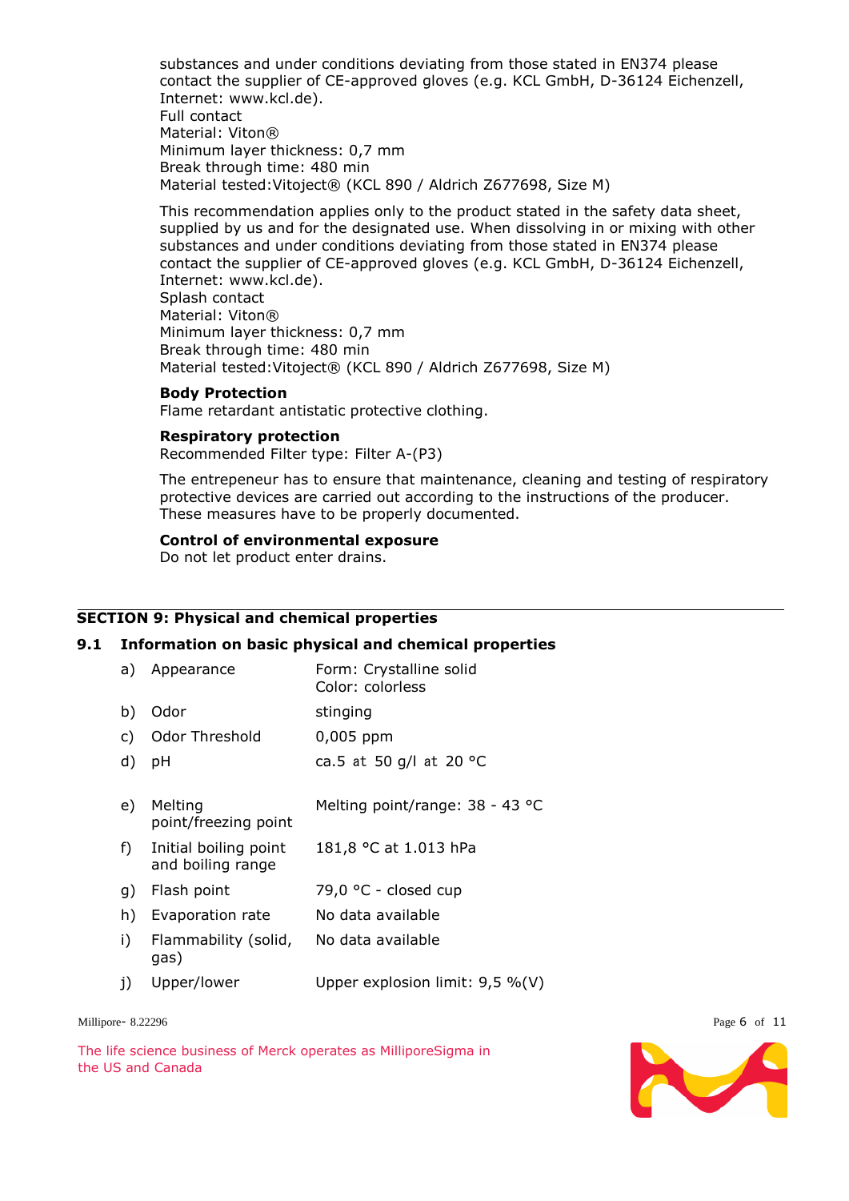substances and under conditions deviating from those stated in EN374 please contact the supplier of CE-approved gloves (e.g. KCL GmbH, D-36124 Eichenzell, Internet: www.kcl.de).
Full contact
Material: Viton®
Minimum layer thickness: 0,7 mm
Break through time: 480 min
Material tested:Vitoject® (KCL 890 / Aldrich Z677698, Size M)

This recommendation applies only to the product stated in the safety data sheet, supplied by us and for the designated use. When dissolving in or mixing with other substances and under conditions deviating from those stated in EN374 please contact the supplier of CE-approved gloves (e.g. KCL GmbH, D-36124 Eichenzell, Internet: www.kcl.de).
Splash contact
Material: Viton®
Minimum layer thickness: 0,7 mm
Break through time: 480 min
Material tested:Vitoject® (KCL 890 / Aldrich Z677698, Size M)

**Body Protection**
Flame retardant antistatic protective clothing.

**Respiratory protection**
Recommended Filter type: Filter A-(P3)

The entrepeneur has to ensure that maintenance, cleaning and testing of respiratory protective devices are carried out according to the instructions of the producer. These measures have to be properly documented.

**Control of environmental exposure**
Do not let product enter drains.

## SECTION 9: Physical and chemical properties

### 9.1 Information on basic physical and chemical properties

| | | |
|---|---|---|
| a) | Appearance | Form: Crystalline solid<br>Color: colorless |
| b) | Odor | stinging |
| c) | Odor Threshold | 0,005 ppm |
| d) | pH | ca.5 at 50 g/l at 20 °C |
| e) | Melting point/freezing point | Melting point/range: 38 - 43 °C |
| f) | Initial boiling point and boiling range | 181,8 °C at 1.013 hPa |
| g) | Flash point | 79,0 °C - closed cup |
| h) | Evaporation rate | No data available |
| i) | Flammability (solid, gas) | No data available |
| j) | Upper/lower | Upper explosion limit: 9,5 %(V) |

Millipore- 8.22296

The life science business of Merck operates as MilliporeSigma in the US and Canada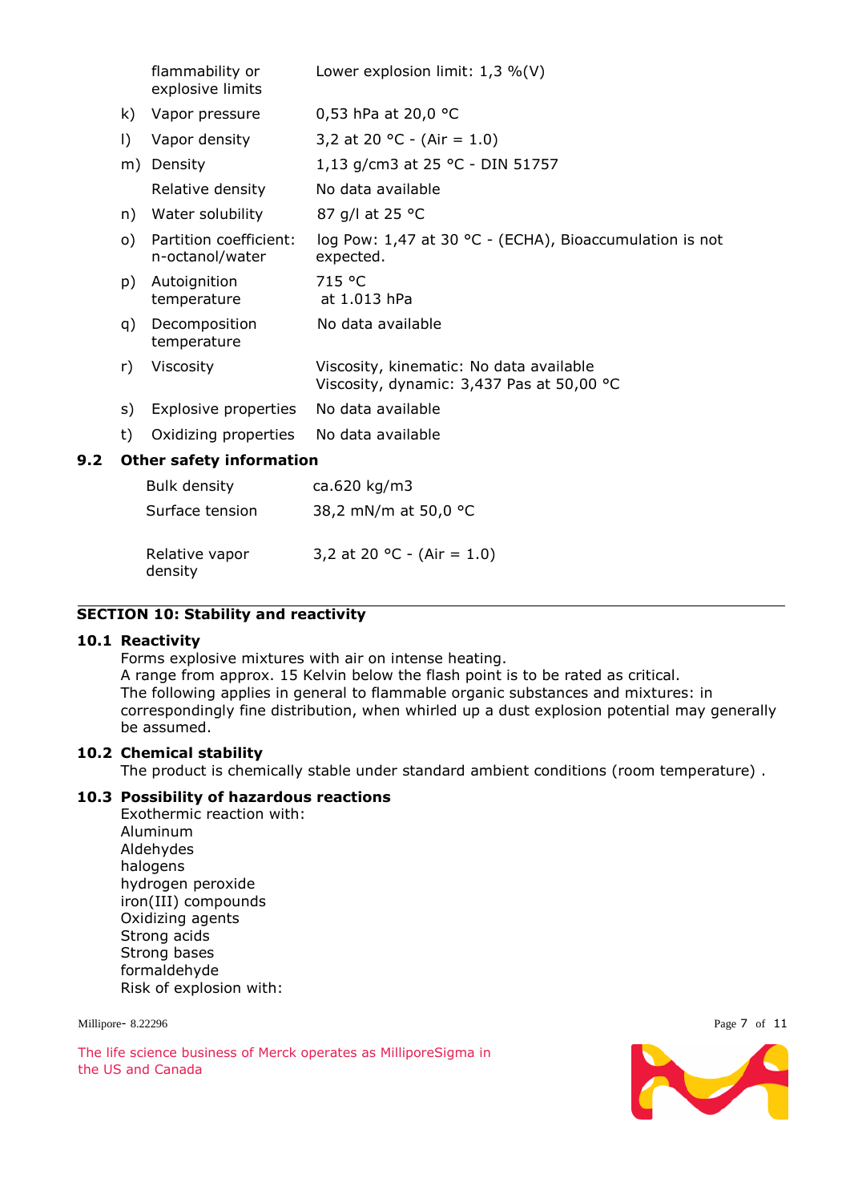| | | |
|---|---|---|
| | flammability or explosive limits | Lower explosion limit: 1,3 %(V) |
| k) | Vapor pressure | 0,53 hPa at 20,0 °C |
| l) | Vapor density | 3,2 at 20 °C - (Air = 1.0) |
| m) | Density | 1,13 g/cm3 at 25 °C - DIN 51757 |
| | Relative density | No data available |
| n) | Water solubility | 87 g/l at 25 °C |
| o) | Partition coefficient: n-octanol/water | log Pow: 1,47 at 30 °C - (ECHA), Bioaccumulation is not expected. |
| p) | Autoignition temperature | 715 °C at 1.013 hPa |
| q) | Decomposition temperature | No data available |
| r) | Viscosity | Viscosity, kinematic: No data available<br>Viscosity, dynamic: 3,437 Pas at 50,00 °C |
| s) | Explosive properties | No data available |
| t) | Oxidizing properties | No data available |

### 9.2 Other safety information

| | |
|---|---|
| Bulk density | ca.620 kg/m3 |
| Surface tension | 38,2 mN/m at 50,0 °C |
| Relative vapor density | 3,2 at 20 °C - (Air = 1.0) |

## SECTION 10: Stability and reactivity

### 10.1 Reactivity

Forms explosive mixtures with air on intense heating.
A range from approx. 15 Kelvin below the flash point is to be rated as critical.
The following applies in general to flammable organic substances and mixtures: in correspondingly fine distribution, when whirled up a dust explosion potential may generally be assumed.

### 10.2 Chemical stability

The product is chemically stable under standard ambient conditions (room temperature) .

### 10.3 Possibility of hazardous reactions

Exothermic reaction with:
Aluminum
Aldehydes
halogens
hydrogen peroxide
iron(III) compounds
Oxidizing agents
Strong acids
Strong bases
formaldehyde
Risk of explosion with:

Millipore- 8.22296

The life science business of Merck operates as MilliporeSigma in the US and Canada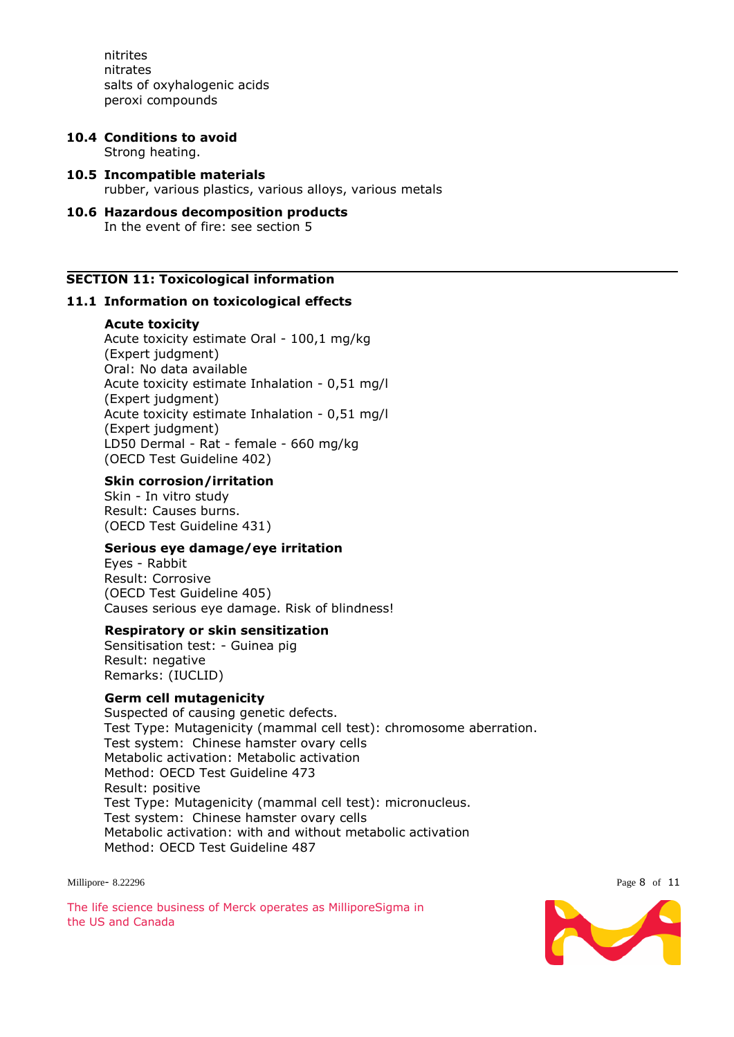nitrites
nitrates
salts of oxyhalogenic acids
peroxi compounds

**10.4 Conditions to avoid**
Strong heating.

**10.5 Incompatible materials**
rubber, various plastics, various alloys, various metals

**10.6 Hazardous decomposition products**
In the event of fire: see section 5

## SECTION 11: Toxicological information

### 11.1 Information on toxicological effects

**Acute toxicity**
Acute toxicity estimate Oral - 100,1 mg/kg
(Expert judgment)
Oral: No data available
Acute toxicity estimate Inhalation - 0,51 mg/l
(Expert judgment)
Acute toxicity estimate Inhalation - 0,51 mg/l
(Expert judgment)
LD50 Dermal - Rat - female - 660 mg/kg
(OECD Test Guideline 402)

**Skin corrosion/irritation**
Skin - In vitro study
Result: Causes burns.
(OECD Test Guideline 431)

**Serious eye damage/eye irritation**
Eyes - Rabbit
Result: Corrosive
(OECD Test Guideline 405)
Causes serious eye damage. Risk of blindness!

**Respiratory or skin sensitization**
Sensitisation test: - Guinea pig
Result: negative
Remarks: (IUCLID)

**Germ cell mutagenicity**
Suspected of causing genetic defects.
Test Type: Mutagenicity (mammal cell test): chromosome aberration.
Test system: Chinese hamster ovary cells
Metabolic activation: Metabolic activation
Method: OECD Test Guideline 473
Result: positive
Test Type: Mutagenicity (mammal cell test): micronucleus.
Test system: Chinese hamster ovary cells
Metabolic activation: with and without metabolic activation
Method: OECD Test Guideline 487

Millipore- 8.22296

The life science business of Merck operates as MilliporeSigma in the US and Canada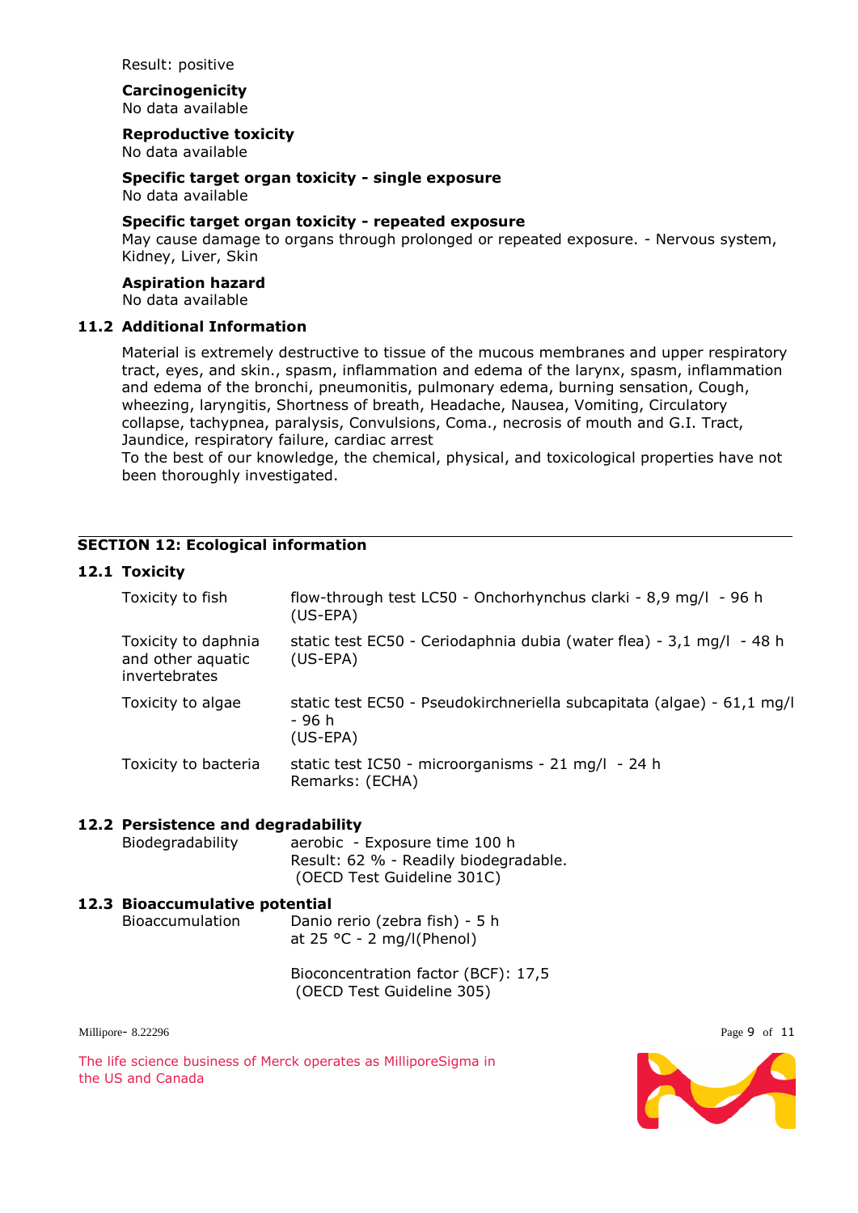Result: positive

**Carcinogenicity**
No data available

**Reproductive toxicity**
No data available

**Specific target organ toxicity - single exposure**
No data available

**Specific target organ toxicity - repeated exposure**
May cause damage to organs through prolonged or repeated exposure. - Nervous system, Kidney, Liver, Skin

**Aspiration hazard**
No data available

### 11.2 Additional Information

Material is extremely destructive to tissue of the mucous membranes and upper respiratory tract, eyes, and skin., spasm, inflammation and edema of the larynx, spasm, inflammation and edema of the bronchi, pneumonitis, pulmonary edema, burning sensation, Cough, wheezing, laryngitis, Shortness of breath, Headache, Nausea, Vomiting, Circulatory collapse, tachypnea, paralysis, Convulsions, Coma., necrosis of mouth and G.I. Tract, Jaundice, respiratory failure, cardiac arrest
To the best of our knowledge, the chemical, physical, and toxicological properties have not been thoroughly investigated.

## SECTION 12: Ecological information

### 12.1 Toxicity

| | |
|---|---|
| Toxicity to fish | flow-through test LC50 - Onchorhynchus clarki - 8,9 mg/l - 96 h (US-EPA) |
| Toxicity to daphnia and other aquatic invertebrates | static test EC50 - Ceriodaphnia dubia (water flea) - 3,1 mg/l - 48 h (US-EPA) |
| Toxicity to algae | static test EC50 - Pseudokirchneriella subcapitata (algae) - 61,1 mg/l - 96 h (US-EPA) |
| Toxicity to bacteria | static test IC50 - microorganisms - 21 mg/l - 24 h Remarks: (ECHA) |

### 12.2 Persistence and degradability

| | |
|---|---|
| Biodegradability | aerobic - Exposure time 100 h<br>Result: 62 % - Readily biodegradable.<br>(OECD Test Guideline 301C) |

### 12.3 Bioaccumulative potential

| | |
|---|---|
| Bioaccumulation | Danio rerio (zebra fish) - 5 h<br>at 25 °C - 2 mg/l(Phenol)<br><br>Bioconcentration factor (BCF): 17,5<br>(OECD Test Guideline 305) |

Millipore- 8.22296

The life science business of Merck operates as MilliporeSigma in the US and Canada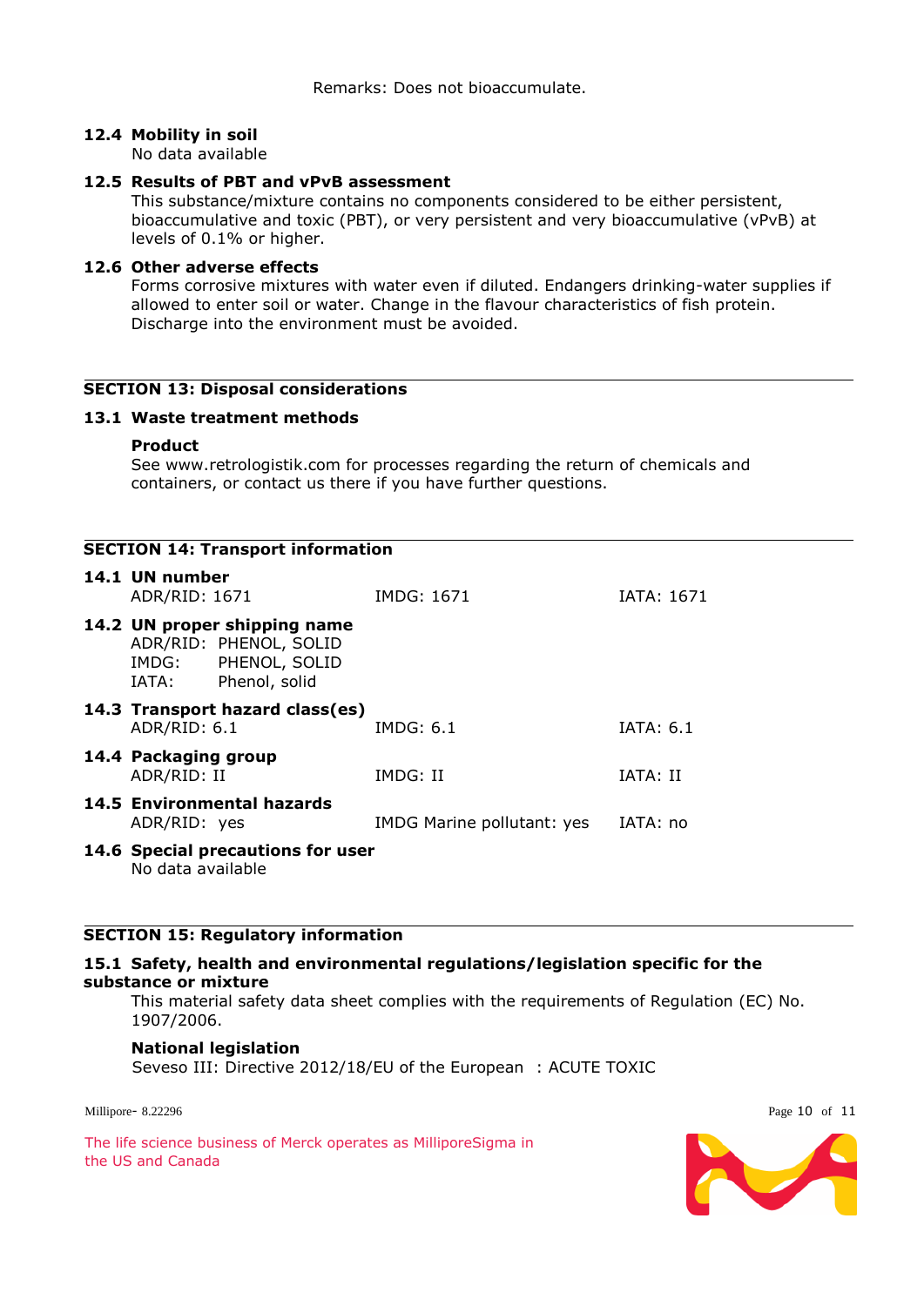Remarks: Does not bioaccumulate.

### 12.4 Mobility in soil

No data available

### 12.5 Results of PBT and vPvB assessment

This substance/mixture contains no components considered to be either persistent, bioaccumulative and toxic (PBT), or very persistent and very bioaccumulative (vPvB) at levels of 0.1% or higher.

### 12.6 Other adverse effects

Forms corrosive mixtures with water even if diluted. Endangers drinking-water supplies if allowed to enter soil or water. Change in the flavour characteristics of fish protein. Discharge into the environment must be avoided.

## SECTION 13: Disposal considerations

### 13.1 Waste treatment methods

**Product**

See www.retrologistik.com for processes regarding the return of chemicals and containers, or contact us there if you have further questions.

## SECTION 14: Transport information

### 14.1 UN number

| ADR/RID: 1671 | IMDG: 1671 | IATA: 1671 |
|---|---|---|

### 14.2 UN proper shipping name

ADR/RID: PHENOL, SOLID
IMDG: PHENOL, SOLID
IATA: Phenol, solid

### 14.3 Transport hazard class(es)

| ADR/RID: 6.1 | IMDG: 6.1 | IATA: 6.1 |
|---|---|---|

### 14.4 Packaging group

| ADR/RID: II | IMDG: II | IATA: II |
|---|---|---|

### 14.5 Environmental hazards

| ADR/RID: yes | IMDG Marine pollutant: yes | IATA: no |
|---|---|---|

### 14.6 Special precautions for user

No data available

## SECTION 15: Regulatory information

### 15.1 Safety, health and environmental regulations/legislation specific for the substance or mixture

This material safety data sheet complies with the requirements of Regulation (EC) No. 1907/2006.

**National legislation**

Seveso III: Directive 2012/18/EU of the European : ACUTE TOXIC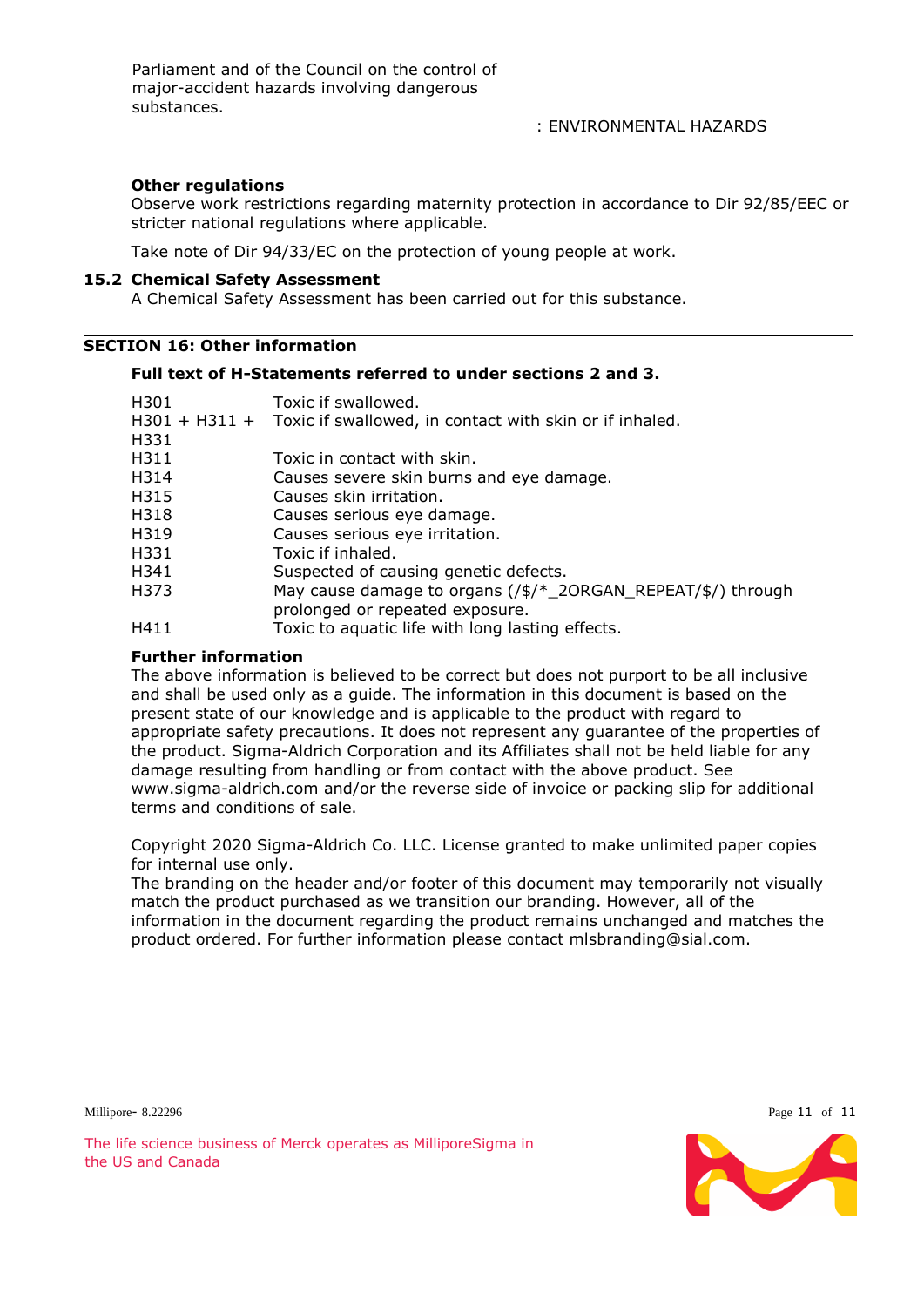Parliament and of the Council on the control of major-accident hazards involving dangerous substances.

: ENVIRONMENTAL HAZARDS

**Other regulations**

Observe work restrictions regarding maternity protection in accordance to Dir 92/85/EEC or stricter national regulations where applicable.

Take note of Dir 94/33/EC on the protection of young people at work.

### 15.2 Chemical Safety Assessment

A Chemical Safety Assessment has been carried out for this substance.

## SECTION 16: Other information

**Full text of H-Statements referred to under sections 2 and 3.**

| | |
|---|---|
| H301 | Toxic if swallowed. |
| H301 + H311 + H331 | Toxic if swallowed, in contact with skin or if inhaled. |
| H311 | Toxic in contact with skin. |
| H314 | Causes severe skin burns and eye damage. |
| H315 | Causes skin irritation. |
| H318 | Causes serious eye damage. |
| H319 | Causes serious eye irritation. |
| H331 | Toxic if inhaled. |
| H341 | Suspected of causing genetic defects. |
| H373 | May cause damage to organs (/$/*_2ORGAN_REPEAT/$/) through prolonged or repeated exposure. |
| H411 | Toxic to aquatic life with long lasting effects. |

**Further information**

The above information is believed to be correct but does not purport to be all inclusive and shall be used only as a guide. The information in this document is based on the present state of our knowledge and is applicable to the product with regard to appropriate safety precautions. It does not represent any guarantee of the properties of the product. Sigma-Aldrich Corporation and its Affiliates shall not be held liable for any damage resulting from handling or from contact with the above product. See www.sigma-aldrich.com and/or the reverse side of invoice or packing slip for additional terms and conditions of sale.

Copyright 2020 Sigma-Aldrich Co. LLC. License granted to make unlimited paper copies for internal use only.
The branding on the header and/or footer of this document may temporarily not visually match the product purchased as we transition our branding. However, all of the information in the document regarding the product remains unchanged and matches the product ordered. For further information please contact mlsbranding@sial.com.

Millipore- 8.22296

The life science business of Merck operates as MilliporeSigma in the US and Canada